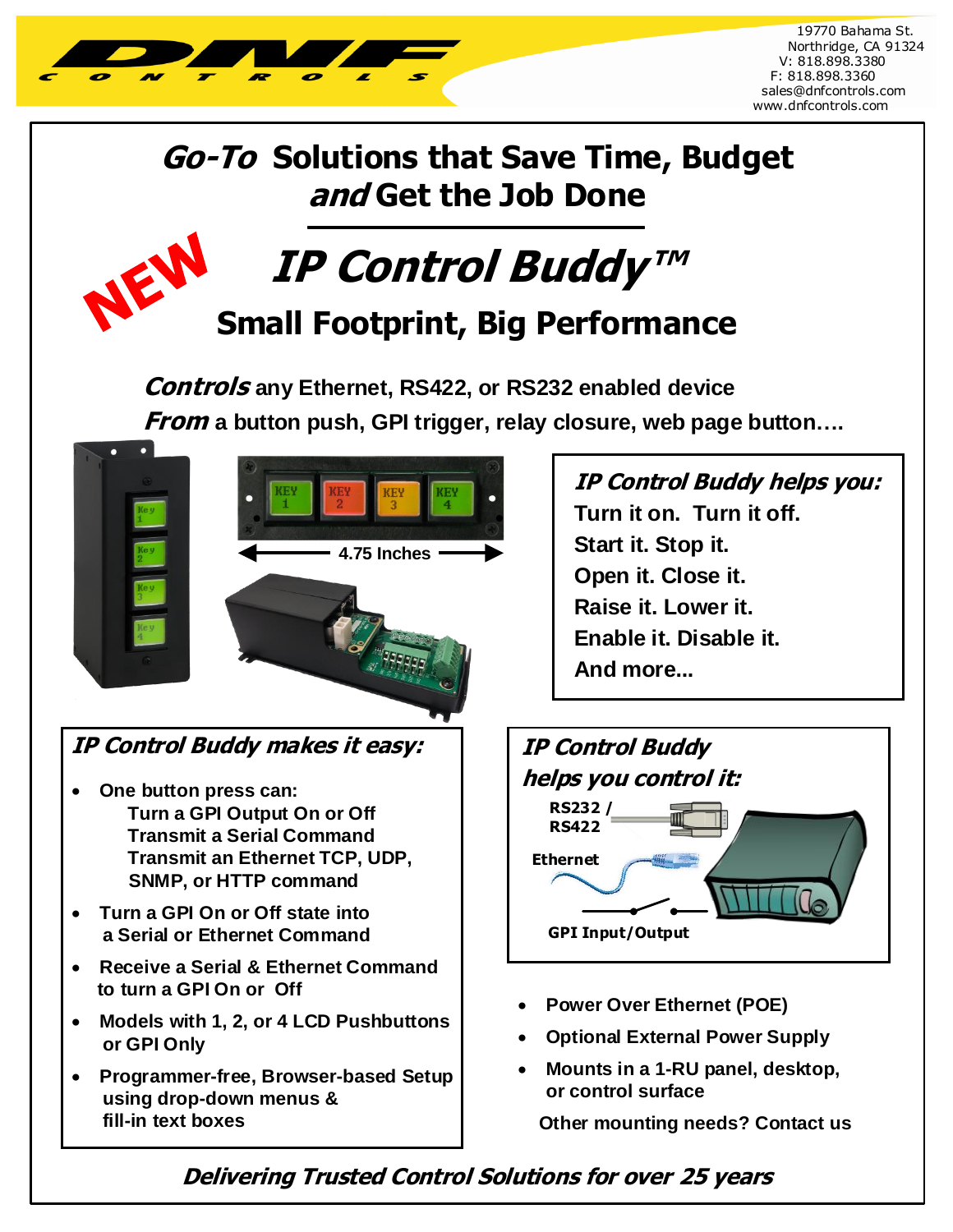DNF CONTROLS

19770 Bahama St.
Northridge, CA 91324
V: 818.898.3380
F: 818.898.3360
sales@dnfcontrols.com
www.dnfcontrols.com

# *Go-To* Solutions that Save Time, Budget *and* Get the Job Done

NEW

# *IP Control Buddy™*

## Small Footprint, Big Performance

***Controls*** **any Ethernet, RS422, or RS232 enabled device**

***From*** **a button push, GPI trigger, relay closure, web page button….**

KEY 1 KEY 2 KEY 3 KEY 4

4.75 Inches

### *IP Control Buddy helps you:*

**Turn it on. Turn it off.**
**Start it. Stop it.**
**Open it. Close it.**
**Raise it. Lower it.**
**Enable it. Disable it.**
**And more...**

### *IP Control Buddy makes it easy:*

- **One button press can:**
  - **Turn a GPI Output On or Off**
  - **Transmit a Serial Command**
  - **Transmit an Ethernet TCP, UDP, SNMP, or HTTP command**
- **Turn a GPI On or Off state into a Serial or Ethernet Command**
- **Receive a Serial & Ethernet Command to turn a GPI On or Off**
- **Models with 1, 2, or 4 LCD Pushbuttons or GPI Only**
- **Programmer-free, Browser-based Setup using drop-down menus & fill-in text boxes**

### *IP Control Buddy helps you control it:*

RS232 / RS422

Ethernet

GPI Input/Output

- **Power Over Ethernet (POE)**
- **Optional External Power Supply**
- **Mounts in a 1-RU panel, desktop, or control surface**

**Other mounting needs? Contact us**

***Delivering Trusted Control Solutions for over 25 years***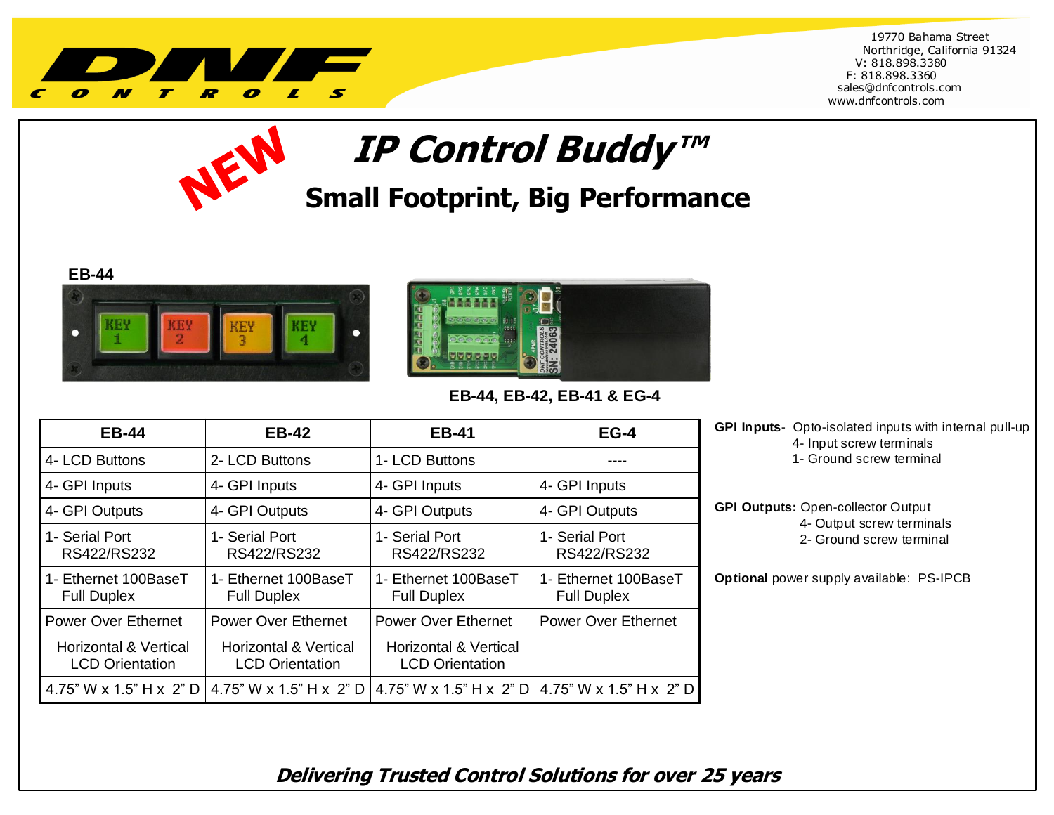19770 Bahama Street
Northridge, California 91324
V: 818.898.3380
F: 818.898.3360
sales@dnfcontrols.com
www.dnfcontrols.com

NEW

# *IP Control Buddy™*

## Small Footprint, Big Performance

**EB-44**

**EB-44, EB-42, EB-41 & EG-4**

| EB-44 | EB-42 | EB-41 | EG-4 |
|---|---|---|---|
| 4- LCD Buttons | 2- LCD Buttons | 1- LCD Buttons | ---- |
| 4- GPI Inputs | 4- GPI Inputs | 4- GPI Inputs | 4- GPI Inputs |
| 4- GPI Outputs | 4- GPI Outputs | 4- GPI Outputs | 4- GPI Outputs |
| 1- Serial Port RS422/RS232 | 1- Serial Port RS422/RS232 | 1- Serial Port RS422/RS232 | 1- Serial Port RS422/RS232 |
| 1- Ethernet 100BaseT Full Duplex | 1- Ethernet 100BaseT Full Duplex | 1- Ethernet 100BaseT Full Duplex | 1- Ethernet 100BaseT Full Duplex |
| Power Over Ethernet | Power Over Ethernet | Power Over Ethernet | Power Over Ethernet |
| Horizontal & Vertical LCD Orientation | Horizontal & Vertical LCD Orientation | Horizontal & Vertical LCD Orientation | |
| 4.75" W x 1.5" H x 2" D | 4.75" W x 1.5" H x 2" D | 4.75" W x 1.5" H x 2" D | 4.75" W x 1.5" H x 2" D |

**GPI Inputs**- Opto-isolated inputs with internal pull-up
4- Input screw terminals
1- Ground screw terminal

**GPI Outputs:** Open-collector Output
4- Output screw terminals
2- Ground screw terminal

**Optional** power supply available: PS-IPCB

***Delivering Trusted Control Solutions for over 25 years***